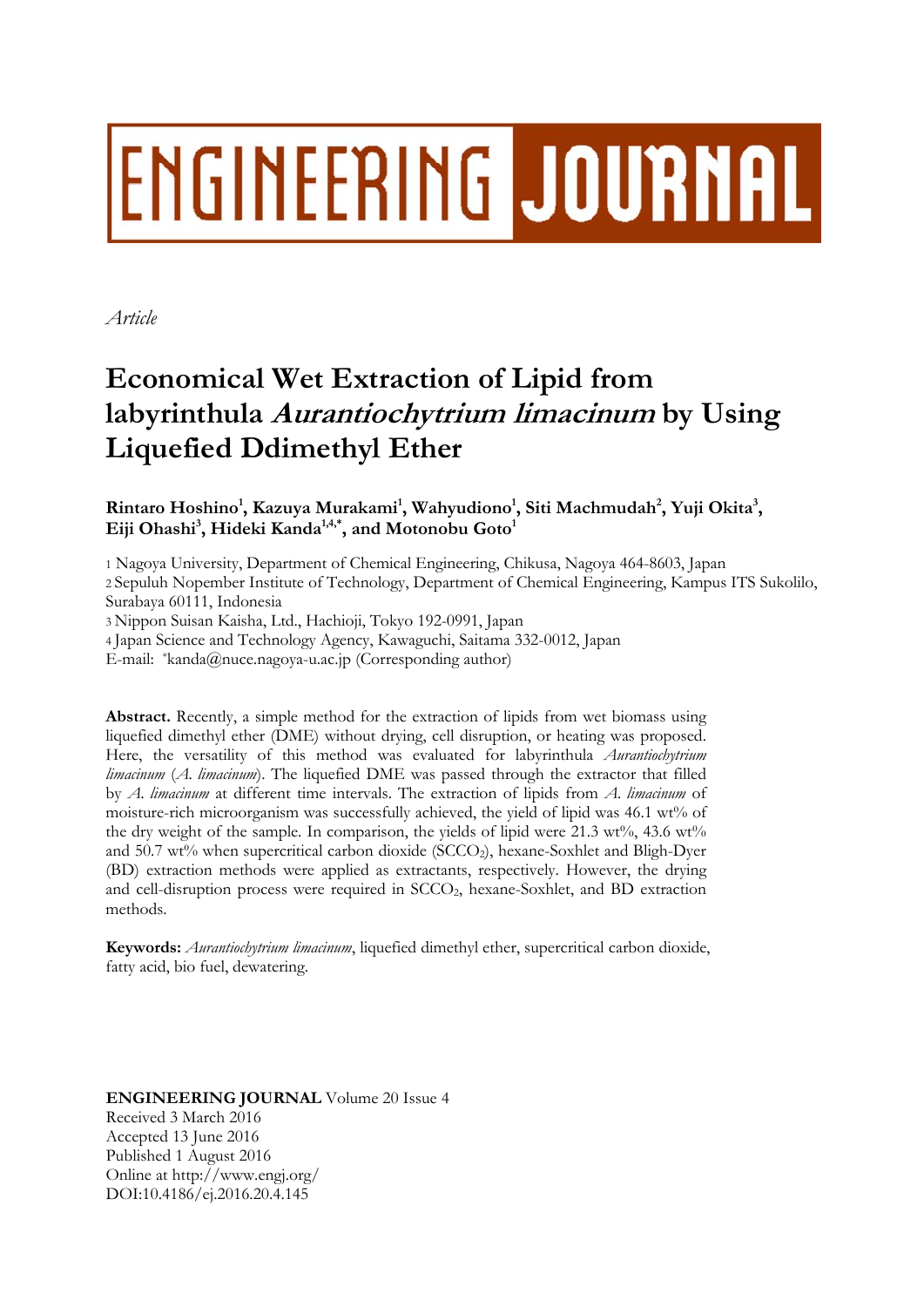# ENGINEERING JOURNAL

*Article*

# Economical Wet Extraction of Lipid from labyrinthula *Aurantiochytrium limacinum* by Using Liquefied Ddimethyl Ether

**Rintaro Hoshino[1], Kazuya Murakami[1], Wahyudiono[1], Siti Machmudah[2], Yuji Okita[3], Eiji Ohashi[3], Hideki Kanda[1,4,\*], and Motonobu Goto[1]**

1 Nagoya University, Department of Chemical Engineering, Chikusa, Nagoya 464-8603, Japan
2 Sepuluh Nopember Institute of Technology, Department of Chemical Engineering, Kampus ITS Sukolilo, Surabaya 60111, Indonesia
3 Nippon Suisan Kaisha, Ltd., Hachioji, Tokyo 192-0991, Japan
4 Japan Science and Technology Agency, Kawaguchi, Saitama 332-0012, Japan
E-mail: \*kanda@nuce.nagoya-u.ac.jp (Corresponding author)

**Abstract.** Recently, a simple method for the extraction of lipids from wet biomass using liquefied dimethyl ether (DME) without drying, cell disruption, or heating was proposed. Here, the versatility of this method was evaluated for labyrinthula *Aurantiochytrium limacinum* (*A. limacinum*). The liquefied DME was passed through the extractor that filled by *A. limacinum* at different time intervals. The extraction of lipids from *A. limacinum* of moisture-rich microorganism was successfully achieved, the yield of lipid was 46.1 wt% of the dry weight of the sample. In comparison, the yields of lipid were 21.3 wt%, 43.6 wt% and 50.7 wt% when supercritical carbon dioxide ($SCCO_2$), hexane-Soxhlet and Bligh-Dyer (BD) extraction methods were applied as extractants, respectively. However, the drying and cell-disruption process were required in $SCCO_2$, hexane-Soxhlet, and BD extraction methods.

**Keywords:** *Aurantiochytrium limacinum*, liquefied dimethyl ether, supercritical carbon dioxide, fatty acid, bio fuel, dewatering.

**ENGINEERING JOURNAL** Volume 20 Issue 4
Received 3 March 2016
Accepted 13 June 2016
Published 1 August 2016
Online at http://www.engj.org/
DOI:10.4186/ej.2016.20.4.145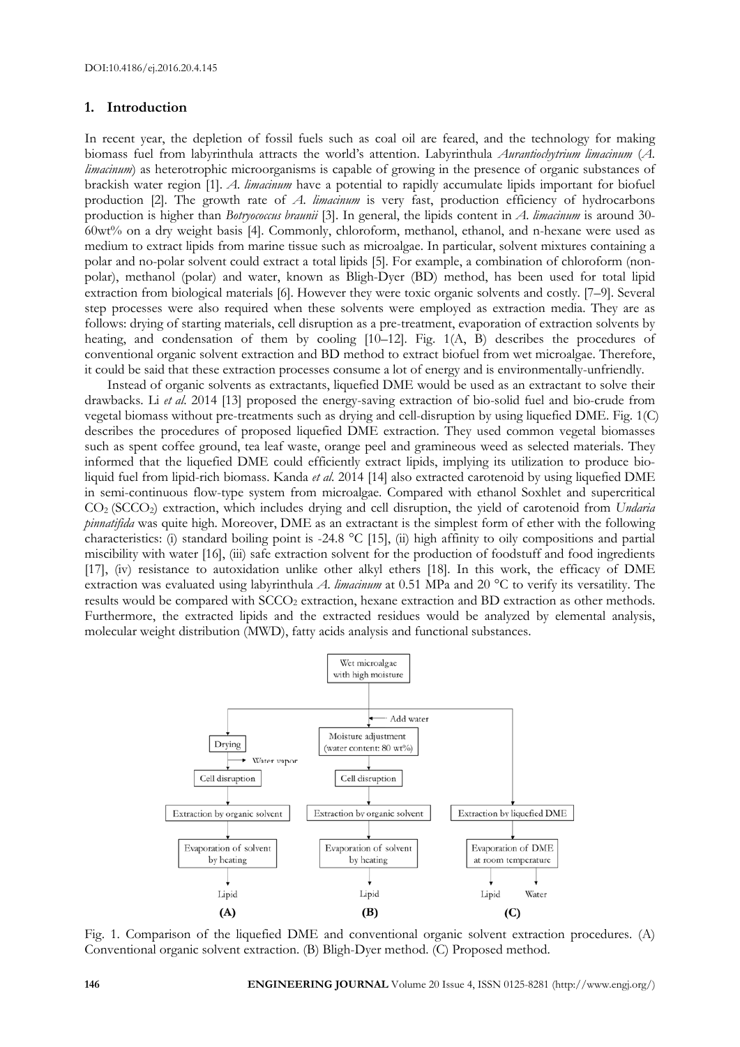## 1. Introduction

In recent year, the depletion of fossil fuels such as coal oil are feared, and the technology for making biomass fuel from labyrinthula attracts the world's attention. Labyrinthula *Aurantiochytrium limacinum* (*A. limacinum*) as heterotrophic microorganisms is capable of growing in the presence of organic substances of brackish water region [1]. *A. limacinum* have a potential to rapidly accumulate lipids important for biofuel production [2]. The growth rate of *A. limacinum* is very fast, production efficiency of hydrocarbons production is higher than *Botryococcus braunii* [3]. In general, the lipids content in *A. limacinum* is around 30-60wt% on a dry weight basis [4]. Commonly, chloroform, methanol, ethanol, and n-hexane were used as medium to extract lipids from marine tissue such as microalgae. In particular, solvent mixtures containing a polar and no-polar solvent could extract a total lipids [5]. For example, a combination of chloroform (non-polar), methanol (polar) and water, known as Bligh-Dyer (BD) method, has been used for total lipid extraction from biological materials [6]. However they were toxic organic solvents and costly. [7–9]. Several step processes were also required when these solvents were employed as extraction media. They are as follows: drying of starting materials, cell disruption as a pre-treatment, evaporation of extraction solvents by heating, and condensation of them by cooling [10–12]. Fig. 1(A, B) describes the procedures of conventional organic solvent extraction and BD method to extract biofuel from wet microalgae. Therefore, it could be said that these extraction processes consume a lot of energy and is environmentally-unfriendly.

Instead of organic solvents as extractants, liquefied DME would be used as an extractant to solve their drawbacks. Li *et al.* 2014 [13] proposed the energy-saving extraction of bio-solid fuel and bio-crude from vegetal biomass without pre-treatments such as drying and cell-disruption by using liquefied DME. Fig. 1(C) describes the procedures of proposed liquefied DME extraction. They used common vegetal biomasses such as spent coffee ground, tea leaf waste, orange peel and gramineous weed as selected materials. They informed that the liquefied DME could efficiently extract lipids, implying its utilization to produce bio-liquid fuel from lipid-rich biomass. Kanda *et al.* 2014 [14] also extracted carotenoid by using liquefied DME in semi-continuous flow-type system from microalgae. Compared with ethanol Soxhlet and supercritical $CO_2$ ($SCCO_2$) extraction, which includes drying and cell disruption, the yield of carotenoid from *Undaria pinnatifida* was quite high. Moreover, DME as an extractant is the simplest form of ether with the following characteristics: (i) standard boiling point is -24.8 °C [15], (ii) high affinity to oily compositions and partial miscibility with water [16], (iii) safe extraction solvent for the production of foodstuff and food ingredients [17], (iv) resistance to autoxidation unlike other alkyl ethers [18]. In this work, the efficacy of DME extraction was evaluated using labyrinthula *A. limacinum* at 0.51 MPa and 20 °C to verify its versatility. The results would be compared with $SCCO_2$ extraction, hexane extraction and BD extraction as other methods. Furthermore, the extracted lipids and the extracted residues would be analyzed by elemental analysis, molecular weight distribution (MWD), fatty acids analysis and functional substances.

Fig. 1. Comparison of the liquefied DME and conventional organic solvent extraction procedures. (A) Conventional organic solvent extraction. (B) Bligh-Dyer method. (C) Proposed method.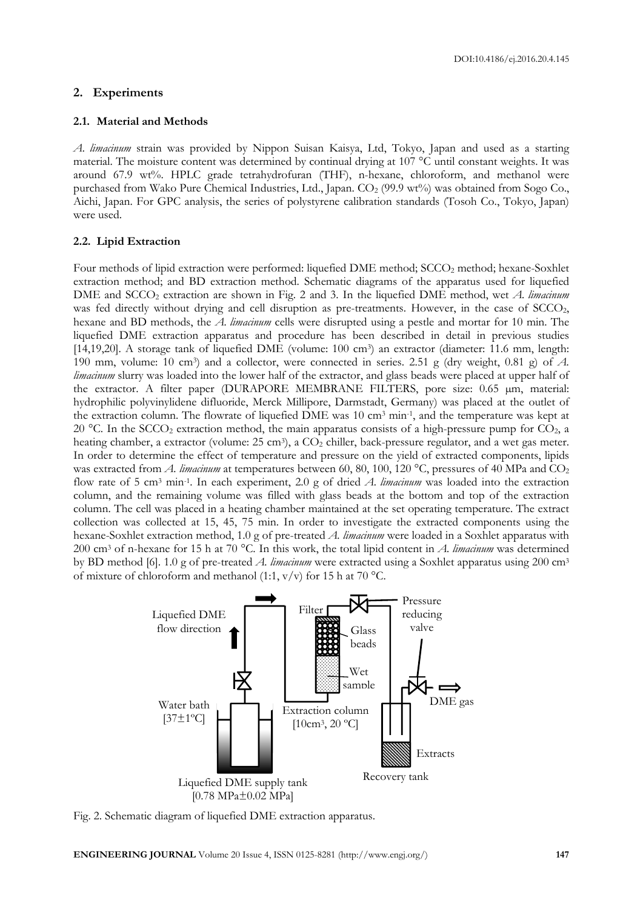## 2. Experiments

### 2.1. Material and Methods

*A. limacinum* strain was provided by Nippon Suisan Kaisya, Ltd, Tokyo, Japan and used as a starting material. The moisture content was determined by continual drying at 107 °C until constant weights. It was around 67.9 wt%. HPLC grade tetrahydrofuran (THF), n-hexane, chloroform, and methanol were purchased from Wako Pure Chemical Industries, Ltd., Japan. $CO_2$ (99.9 wt%) was obtained from Sogo Co., Aichi, Japan. For GPC analysis, the series of polystyrene calibration standards (Tosoh Co., Tokyo, Japan) were used.

### 2.2. Lipid Extraction

Four methods of lipid extraction were performed: liquefied DME method; $SCCO_2$ method; hexane-Soxhlet extraction method; and BD extraction method. Schematic diagrams of the apparatus used for liquefied DME and $SCCO_2$ extraction are shown in Fig. 2 and 3. In the liquefied DME method, wet *A. limacinum* was fed directly without drying and cell disruption as pre-treatments. However, in the case of $SCCO_2$, hexane and BD methods, the *A. limacinum* cells were disrupted using a pestle and mortar for 10 min. The liquefied DME extraction apparatus and procedure has been described in detail in previous studies [14,19,20]. A storage tank of liquefied DME (volume: 100 cm³) an extractor (diameter: 11.6 mm, length: 190 mm, volume: 10 cm³) and a collector, were connected in series. 2.51 g (dry weight, 0.81 g) of *A. limacinum* slurry was loaded into the lower half of the extractor, and glass beads were placed at upper half of the extractor. A filter paper (DURAPORE MEMBRANE FILTERS, pore size: 0.65 μm, material: hydrophilic polyvinylidene difluoride, Merck Millipore, Darmstadt, Germany) was placed at the outlet of the extraction column. The flowrate of liquefied DME was 10 cm³ min⁻¹, and the temperature was kept at 20 °C. In the $SCCO_2$ extraction method, the main apparatus consists of a high-pressure pump for $CO_2$, a heating chamber, a extractor (volume: 25 cm³), a $CO_2$ chiller, back-pressure regulator, and a wet gas meter. In order to determine the effect of temperature and pressure on the yield of extracted components, lipids was extracted from *A. limacinum* at temperatures between 60, 80, 100, 120 °C, pressures of 40 MPa and $CO_2$ flow rate of 5 cm³ min⁻¹. In each experiment, 2.0 g of dried *A. limacinum* was loaded into the extraction column, and the remaining volume was filled with glass beads at the bottom and top of the extraction column. The cell was placed in a heating chamber maintained at the set operating temperature. The extract collection was collected at 15, 45, 75 min. In order to investigate the extracted components using the hexane-Soxhlet extraction method, 1.0 g of pre-treated *A. limacinum* were loaded in a Soxhlet apparatus with 200 cm³ of n-hexane for 15 h at 70 °C. In this work, the total lipid content in *A. limacinum* was determined by BD method [6]. 1.0 g of pre-treated *A. limacinum* were extracted using a Soxhlet apparatus using 200 cm³ of mixture of chloroform and methanol (1:1, v/v) for 15 h at 70 °C.

Liquefied DME flow direction

Filter

Pressure reducing valve

Glass beads

Wet sample

DME gas

Water bath [37±1ºC]

Extraction column [10cm³, 20 ºC]

Extracts

Liquefied DME supply tank [0.78 MPa±0.02 MPa]

Recovery tank

Fig. 2. Schematic diagram of liquefied DME extraction apparatus.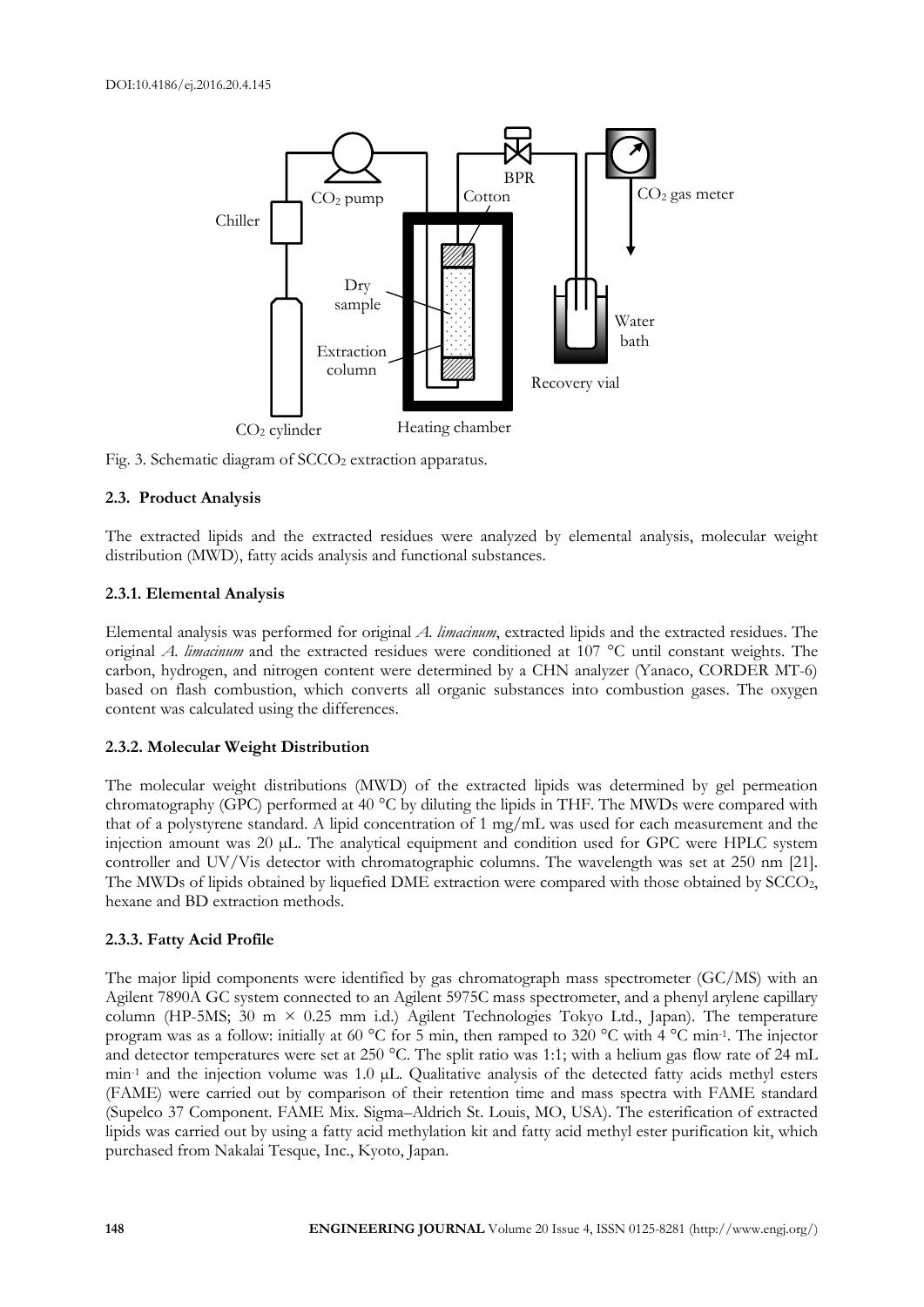Fig. 3. Schematic diagram of $SCCO_2$ extraction apparatus.

### 2.3. Product Analysis

The extracted lipids and the extracted residues were analyzed by elemental analysis, molecular weight distribution (MWD), fatty acids analysis and functional substances.

#### 2.3.1. Elemental Analysis

Elemental analysis was performed for original *A. limacinum*, extracted lipids and the extracted residues. The original *A. limacinum* and the extracted residues were conditioned at 107 °C until constant weights. The carbon, hydrogen, and nitrogen content were determined by a CHN analyzer (Yanaco, CORDER MT-6) based on flash combustion, which converts all organic substances into combustion gases. The oxygen content was calculated using the differences.

#### 2.3.2. Molecular Weight Distribution

The molecular weight distributions (MWD) of the extracted lipids was determined by gel permeation chromatography (GPC) performed at 40 °C by diluting the lipids in THF. The MWDs were compared with that of a polystyrene standard. A lipid concentration of 1 mg/mL was used for each measurement and the injection amount was 20 μL. The analytical equipment and condition used for GPC were HPLC system controller and UV/Vis detector with chromatographic columns. The wavelength was set at 250 nm [21]. The MWDs of lipids obtained by liquefied DME extraction were compared with those obtained by $SCCO_2$, hexane and BD extraction methods.

#### 2.3.3. Fatty Acid Profile

The major lipid components were identified by gas chromatograph mass spectrometer (GC/MS) with an Agilent 7890A GC system connected to an Agilent 5975C mass spectrometer, and a phenyl arylene capillary column (HP-5MS; 30 m × 0.25 mm i.d.) Agilent Technologies Tokyo Ltd., Japan). The temperature program was as a follow: initially at 60 °C for 5 min, then ramped to 320 °C with 4 °C $min^{-1}$. The injector and detector temperatures were set at 250 °C. The split ratio was 1:1; with a helium gas flow rate of 24 mL $min^{-1}$ and the injection volume was 1.0 μL. Qualitative analysis of the detected fatty acids methyl esters (FAME) were carried out by comparison of their retention time and mass spectra with FAME standard (Supelco 37 Component. FAME Mix. Sigma–Aldrich St. Louis, MO, USA). The esterification of extracted lipids was carried out by using a fatty acid methylation kit and fatty acid methyl ester purification kit, which purchased from Nakalai Tesque, Inc., Kyoto, Japan.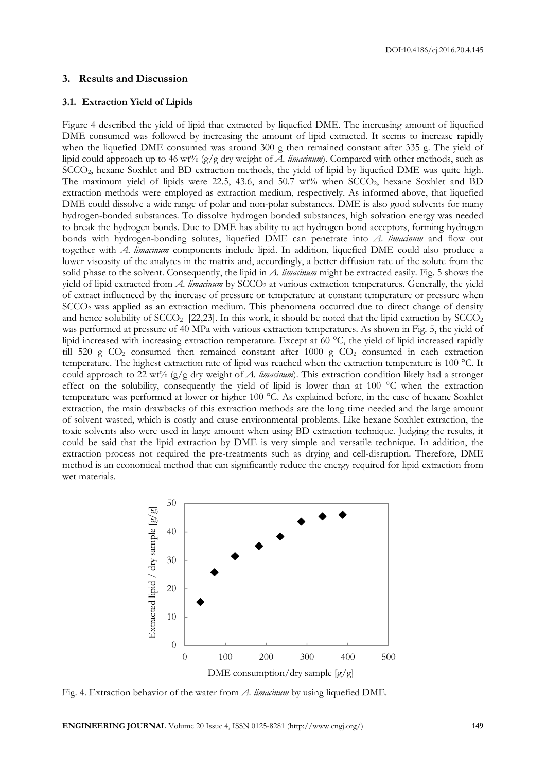## 3. Results and Discussion

### 3.1. Extraction Yield of Lipids

Figure 4 described the yield of lipid that extracted by liquefied DME. The increasing amount of liquefied DME consumed was followed by increasing the amount of lipid extracted. It seems to increase rapidly when the liquefied DME consumed was around 300 g then remained constant after 335 g. The yield of lipid could approach up to 46 wt% (g/g dry weight of *A. limacinum*). Compared with other methods, such as $SCCO_2$, hexane Soxhlet and BD extraction methods, the yield of lipid by liquefied DME was quite high. The maximum yield of lipids were 22.5, 43.6, and 50.7 wt% when $SCCO_2$, hexane Soxhlet and BD extraction methods were employed as extraction medium, respectively. As informed above, that liquefied DME could dissolve a wide range of polar and non-polar substances. DME is also good solvents for many hydrogen-bonded substances. To dissolve hydrogen bonded substances, high solvation energy was needed to break the hydrogen bonds. Due to DME has ability to act hydrogen bond acceptors, forming hydrogen bonds with hydrogen-bonding solutes, liquefied DME can penetrate into *A. limacinum* and flow out together with *A. limacinum* components include lipid. In addition, liquefied DME could also produce a lower viscosity of the analytes in the matrix and, accordingly, a better diffusion rate of the solute from the solid phase to the solvent. Consequently, the lipid in *A. limacinum* might be extracted easily. Fig. 5 shows the yield of lipid extracted from *A. limacinum* by $SCCO_2$ at various extraction temperatures. Generally, the yield of extract influenced by the increase of pressure or temperature at constant temperature or pressure when $SCCO_2$ was applied as an extraction medium. This phenomena occurred due to direct change of density and hence solubility of $SCCO_2$ [22,23]. In this work, it should be noted that the lipid extraction by $SCCO_2$ was performed at pressure of 40 MPa with various extraction temperatures. As shown in Fig. 5, the yield of lipid increased with increasing extraction temperature. Except at 60 °C, the yield of lipid increased rapidly till 520 g $CO_2$ consumed then remained constant after 1000 g $CO_2$ consumed in each extraction temperature. The highest extraction rate of lipid was reached when the extraction temperature is 100 °C. It could approach to 22 wt% (g/g dry weight of *A. limacinum*). This extraction condition likely had a stronger effect on the solubility, consequently the yield of lipid is lower than at 100 °C when the extraction temperature was performed at lower or higher 100 °C. As explained before, in the case of hexane Soxhlet extraction, the main drawbacks of this extraction methods are the long time needed and the large amount of solvent wasted, which is costly and cause environmental problems. Like hexane Soxhlet extraction, the toxic solvents also were used in large amount when using BD extraction technique. Judging the results, it could be said that the lipid extraction by DME is very simple and versatile technique. In addition, the extraction process not required the pre-treatments such as drying and cell-disruption. Therefore, DME method is an economical method that can significantly reduce the energy required for lipid extraction from wet materials.

Fig. 4. Extraction behavior of the water from *A. limacinum* by using liquefied DME.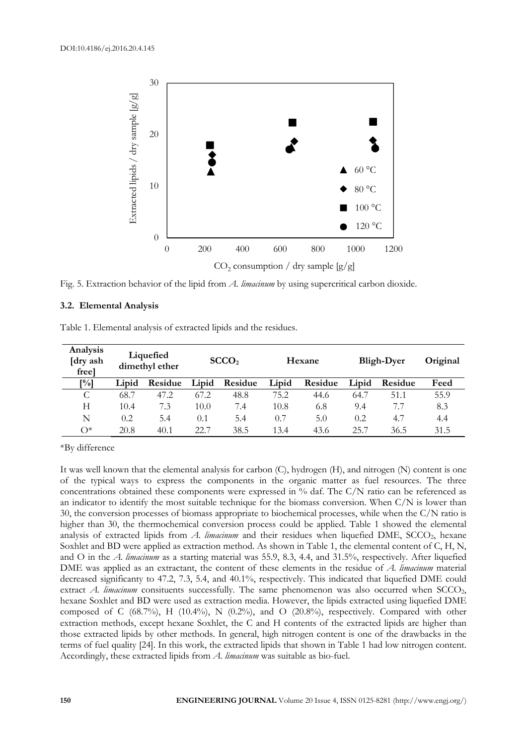Fig. 5. Extraction behavior of the lipid from *A. limacinum* by using supercritical carbon dioxide.

### 3.2. Elemental Analysis

Table 1. Elemental analysis of extracted lipids and the residues.

| Analysis [dry ash free] | Liquefied dimethyl ether | | $SCCO_2$ | | Hexane | | Bligh-Dyer | | Original |
|---|---|---|---|---|---|---|---|---|---|
| [%] | Lipid | Residue | Lipid | Residue | Lipid | Residue | Lipid | Residue | Feed |
| C | 68.7 | 47.2 | 67.2 | 48.8 | 75.2 | 44.6 | 64.7 | 51.1 | 55.9 |
| H | 10.4 | 7.3 | 10.0 | 7.4 | 10.8 | 6.8 | 9.4 | 7.7 | 8.3 |
| N | 0.2 | 5.4 | 0.1 | 5.4 | 0.7 | 5.0 | 0.2 | 4.7 | 4.4 |
| O* | 20.8 | 40.1 | 22.7 | 38.5 | 13.4 | 43.6 | 25.7 | 36.5 | 31.5 |

*By difference

It was well known that the elemental analysis for carbon (C), hydrogen (H), and nitrogen (N) content is one of the typical ways to express the components in the organic matter as fuel resources. The three concentrations obtained these components were expressed in % daf. The C/N ratio can be referenced as an indicator to identify the most suitable technique for the biomass conversion. When C/N is lower than 30, the conversion processes of biomass appropriate to biochemical processes, while when the C/N ratio is higher than 30, the thermochemical conversion process could be applied. Table 1 showed the elemental analysis of extracted lipids from *A. limacinum* and their residues when liquefied DME, $SCCO_2$, hexane Soxhlet and BD were applied as extraction method. As shown in Table 1, the elemental content of C, H, N, and O in the *A. limacinum* as a starting material was 55.9, 8.3, 4.4, and 31.5%, respectively. After liquefied DME was applied as an extractant, the content of these elements in the residue of *A. limacinum* material decreased significanty to 47.2, 7.3, 5.4, and 40.1%, respectively. This indicated that liquefied DME could extract *A. limacinum* consituents successfully. The same phenomenon was also occurred when $SCCO_2$, hexane Soxhlet and BD were used as extraction media. However, the lipids extracted using liquefied DME composed of C (68.7%), H (10.4%), N (0.2%), and O (20.8%), respectively. Compared with other extraction methods, except hexane Soxhlet, the C and H contents of the extracted lipids are higher than those extracted lipids by other methods. In general, high nitrogen content is one of the drawbacks in the terms of fuel quality [24]. In this work, the extracted lipids that shown in Table 1 had low nitrogen content. Accordingly, these extracted lipids from *A. limacinum* was suitable as bio-fuel.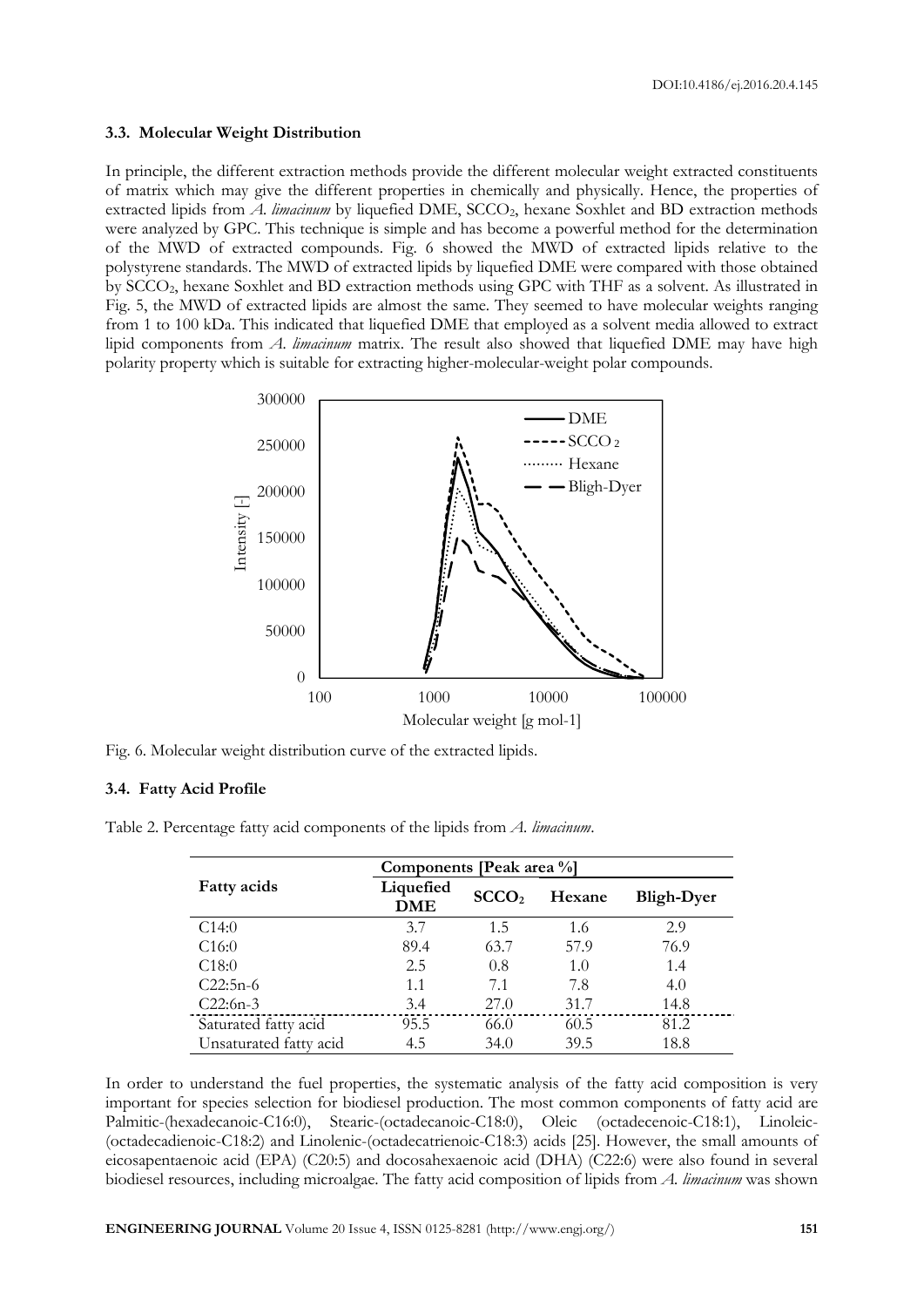### 3.3. Molecular Weight Distribution

In principle, the different extraction methods provide the different molecular weight extracted constituents of matrix which may give the different properties in chemically and physically. Hence, the properties of extracted lipids from *A. limacinum* by liquefied DME, $SCCO_2$, hexane Soxhlet and BD extraction methods were analyzed by GPC. This technique is simple and has become a powerful method for the determination of the MWD of extracted compounds. Fig. 6 showed the MWD of extracted lipids relative to the polystyrene standards. The MWD of extracted lipids by liquefied DME were compared with those obtained by $SCCO_2$, hexane Soxhlet and BD extraction methods using GPC with THF as a solvent. As illustrated in Fig. 5, the MWD of extracted lipids are almost the same. They seemed to have molecular weights ranging from 1 to 100 kDa. This indicated that liquefied DME that employed as a solvent media allowed to extract lipid components from *A. limacinum* matrix. The result also showed that liquefied DME may have high polarity property which is suitable for extracting higher-molecular-weight polar compounds.

Fig. 6. Molecular weight distribution curve of the extracted lipids.

### 3.4. Fatty Acid Profile

Table 2. Percentage fatty acid components of the lipids from *A. limacinum*.

| Fatty acids | Components [Peak area %] | | | |
|---|---|---|---|---|
| | Liquefied DME | $SCCO_2$ | Hexane | Bligh-Dyer |
| C14:0 | 3.7 | 1.5 | 1.6 | 2.9 |
| C16:0 | 89.4 | 63.7 | 57.9 | 76.9 |
| C18:0 | 2.5 | 0.8 | 1.0 | 1.4 |
| C22:5n-6 | 1.1 | 7.1 | 7.8 | 4.0 |
| C22:6n-3 | 3.4 | 27.0 | 31.7 | 14.8 |
| Saturated fatty acid | 95.5 | 66.0 | 60.5 | 81.2 |
| Unsaturated fatty acid | 4.5 | 34.0 | 39.5 | 18.8 |

In order to understand the fuel properties, the systematic analysis of the fatty acid composition is very important for species selection for biodiesel production. The most common components of fatty acid are Palmitic-(hexadecanoic-C16:0), Stearic-(octadecanoic-C18:0), Oleic (octadecenoic-C18:1), Linoleic-(octadecadienoic-C18:2) and Linolenic-(octadecatrienoic-C18:3) acids [25]. However, the small amounts of eicosapentaenoic acid (EPA) (C20:5) and docosahexaenoic acid (DHA) (C22:6) were also found in several biodiesel resources, including microalgae. The fatty acid composition of lipids from *A. limacinum* was shown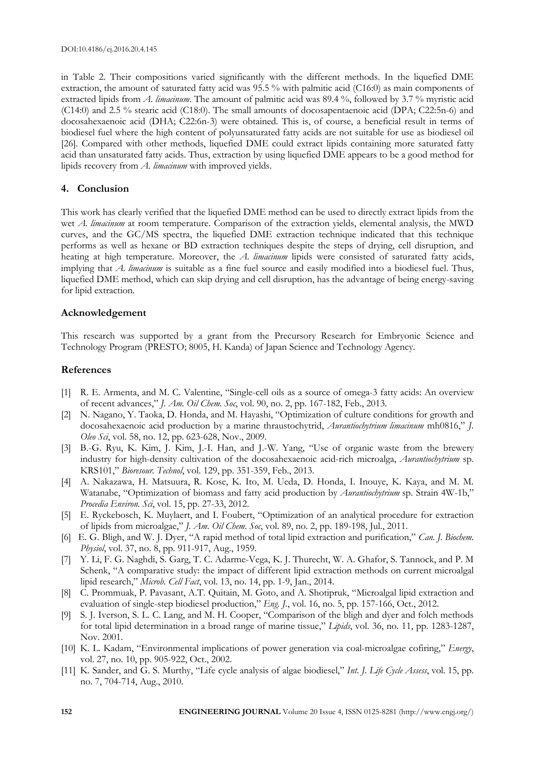in Table 2. Their compositions varied significantly with the different methods. In the liquefied DME extraction, the amount of saturated fatty acid was 95.5 % with palmitic acid (C16:0) as main components of extracted lipids from *A. limacinum*. The amount of palmitic acid was 89.4 %, followed by 3.7 % myristic acid (C14:0) and 2.5 % stearic acid (C18:0). The small amounts of docosapentaenoic acid (DPA; C22:5n-6) and docosahexaenoic acid (DHA; C22:6n-3) were obtained. This is, of course, a beneficial result in terms of biodiesel fuel where the high content of polyunsaturated fatty acids are not suitable for use as biodiesel oil [26]. Compared with other methods, liquefied DME could extract lipids containing more saturated fatty acid than unsaturated fatty acids. Thus, extraction by using liquefied DME appears to be a good method for lipids recovery from *A. limacinum* with improved yields.

## 4. Conclusion

This work has clearly verified that the liquefied DME method can be used to directly extract lipids from the wet *A. limacinum* at room temperature. Comparison of the extraction yields, elemental analysis, the MWD curves, and the GC/MS spectra, the liquefied DME extraction technique indicated that this technique performs as well as hexane or BD extraction techniques despite the steps of drying, cell disruption, and heating at high temperature. Moreover, the *A. limacinum* lipids were consisted of saturated fatty acids, implying that *A. limacinum* is suitable as a fine fuel source and easily modified into a biodiesel fuel. Thus, liquefied DME method, which can skip drying and cell disruption, has the advantage of being energy-saving for lipid extraction.

## Acknowledgement

This research was supported by a grant from the Precursory Research for Embryonic Science and Technology Program (PRESTO; 8005, H. Kanda) of Japan Science and Technology Agency.

## References

[1] R. E. Armenta, and M. C. Valentine, "Single-cell oils as a source of omega-3 fatty acids: An overview of recent advances," *J. Am. Oil Chem. Soc*, vol. 90, no. 2, pp. 167-182, Feb., 2013.

[2] N. Nagano, Y. Taoka, D. Honda, and M. Hayashi, "Optimization of culture conditions for growth and docosahexaenoic acid production by a marine thraustochytrid, *Aurantiochytrium limacinum* mh0816," *J. Oleo Sci*, vol. 58, no. 12, pp. 623-628, Nov., 2009.

[3] B.-G. Ryu, K. Kim, J. Kim, J.-I. Han, and J.-W. Yang, "Use of organic waste from the brewery industry for high-density cultivation of the docosahexaenoic acid-rich microalga, *Aurantiochytrium* sp. KRS101," *Bioresour. Technol*, vol. 129, pp. 351-359, Feb., 2013.

[4] A. Nakazawa, H. Matsuura, R. Kose, K. Ito, M. Ueda, D. Honda, I. Inouye, K. Kaya, and M. M. Watanabe, "Optimization of biomass and fatty acid production by *Aurantiochytrium* sp. Strain 4W-1b," *Procedia Environ. Sci*, vol. 15, pp. 27-33, 2012.

[5] E. Ryckebosch, K. Muylaert, and I. Foubert, "Optimization of an analytical procedure for extraction of lipids from microalgae," *J. Am. Oil Chem. Soc*, vol. 89, no. 2, pp. 189-198, Jul., 2011.

[6] E. G. Bligh, and W. J. Dyer, "A rapid method of total lipid extraction and purification," *Can. J. Biochem. Physiol*, vol. 37, no. 8, pp. 911-917, Aug., 1959.

[7] Y. Li, F. G. Naghdi, S. Garg, T. C. Adarme-Vega, K. J. Thurecht, W. A. Ghafor, S. Tannock, and P. M Schenk, "A comparative study: the impact of different lipid extraction methods on current microalgal lipid research," *Microb. Cell Fact*, vol. 13, no. 14, pp. 1-9, Jan., 2014.

[8] C. Prommuak, P. Pavasant, A.T. Quitain, M. Goto, and A. Shotipruk, "Microalgal lipid extraction and evaluation of single-step biodiesel production," *Eng. J.*, vol. 16, no. 5, pp. 157-166, Oct., 2012.

[9] S. J. Iverson, S. L. C. Lang, and M. H. Cooper, "Comparison of the bligh and dyer and folch methods for total lipid determination in a broad range of marine tissue," *Lipids*, vol. 36, no. 11, pp. 1283-1287, Nov. 2001.

[10] K. L. Kadam, "Environmental implications of power generation via coal-microalgae cofiring," *Energy*, vol. 27, no. 10, pp. 905-922, Oct., 2002.

[11] K. Sander, and G. S. Murthy, "Life cycle analysis of algae biodiesel," *Int. J. Life Cycle Assess*, vol. 15, pp. no. 7, 704-714, Aug., 2010.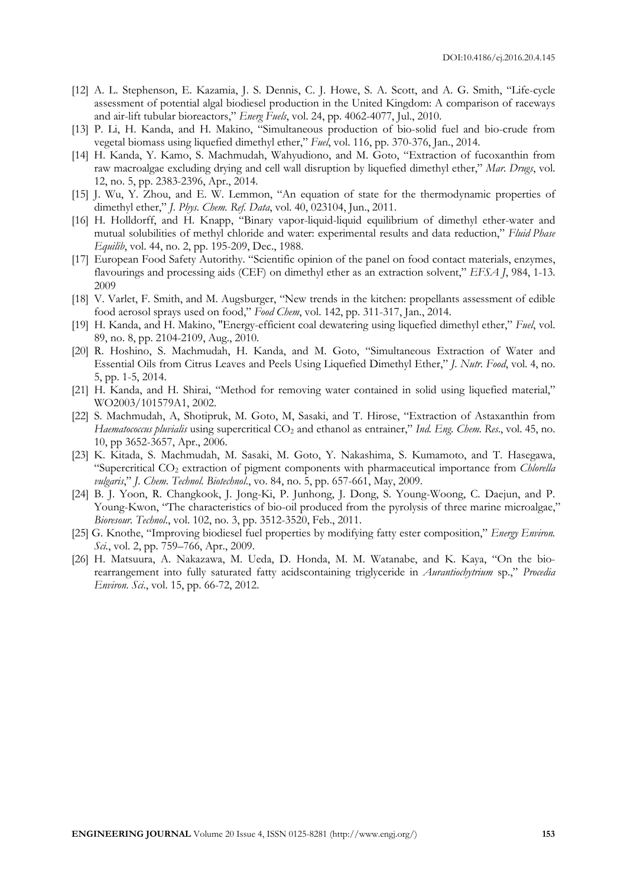[12] A. L. Stephenson, E. Kazamia, J. S. Dennis, C. J. Howe, S. A. Scott, and A. G. Smith, "Life-cycle assessment of potential algal biodiesel production in the United Kingdom: A comparison of raceways and air-lift tubular bioreactors," *Energ Fuels*, vol. 24, pp. 4062-4077, Jul., 2010.

[13] P. Li, H. Kanda, and H. Makino, "Simultaneous production of bio-solid fuel and bio-crude from vegetal biomass using liquefied dimethyl ether," *Fuel*, vol. 116, pp. 370-376, Jan., 2014.

[14] H. Kanda, Y. Kamo, S. Machmudah, Wahyudiono, and M. Goto, "Extraction of fucoxanthin from raw macroalgae excluding drying and cell wall disruption by liquefied dimethyl ether," *Mar. Drugs*, vol. 12, no. 5, pp. 2383-2396, Apr., 2014.

[15] J. Wu, Y. Zhou, and E. W. Lemmon, "An equation of state for the thermodynamic properties of dimethyl ether," *J. Phys. Chem. Ref. Data*, vol. 40, 023104, Jun., 2011.

[16] H. Holldorff, and H. Knapp, "Binary vapor-liquid-liquid equilibrium of dimethyl ether-water and mutual solubilities of methyl chloride and water: experimental results and data reduction," *Fluid Phase Equilib*, vol. 44, no. 2, pp. 195-209, Dec., 1988.

[17] European Food Safety Autorithy. "Scientific opinion of the panel on food contact materials, enzymes, flavourings and processing aids (CEF) on dimethyl ether as an extraction solvent," *EFSA J*, 984, 1-13. 2009

[18] V. Varlet, F. Smith, and M. Augsburger, "New trends in the kitchen: propellants assessment of edible food aerosol sprays used on food," *Food Chem*, vol. 142, pp. 311-317, Jan., 2014.

[19] H. Kanda, and H. Makino, "Energy-efficient coal dewatering using liquefied dimethyl ether," *Fuel*, vol. 89, no. 8, pp. 2104-2109, Aug., 2010.

[20] R. Hoshino, S. Machmudah, H. Kanda, and M. Goto, "Simultaneous Extraction of Water and Essential Oils from Citrus Leaves and Peels Using Liquefied Dimethyl Ether," *J. Nutr. Food*, vol. 4, no. 5, pp. 1-5, 2014.

[21] H. Kanda, and H. Shirai, "Method for removing water contained in solid using liquefied material," WO2003/101579A1, 2002.

[22] S. Machmudah, A, Shotipruk, M. Goto, M, Sasaki, and T. Hirose, "Extraction of Astaxanthin from *Haematococcus pluvialis* using supercritical $CO_2$ and ethanol as entrainer," *Ind. Eng. Chem. Res.*, vol. 45, no. 10, pp 3652-3657, Apr., 2006.

[23] K. Kitada, S. Machmudah, M. Sasaki, M. Goto, Y. Nakashima, S. Kumamoto, and T. Hasegawa, "Supercritical $CO_2$ extraction of pigment components with pharmaceutical importance from *Chlorella vulgaris*," *J. Chem. Technol. Biotechnol.*, vo. 84, no. 5, pp. 657-661, May, 2009.

[24] B. J. Yoon, R. Changkook, J. Jong-Ki, P. Junhong, J. Dong, S. Young-Woong, C. Daejun, and P. Young-Kwon, "The characteristics of bio-oil produced from the pyrolysis of three marine microalgae," *Bioresour. Technol.*, vol. 102, no. 3, pp. 3512-3520, Feb., 2011.

[25] G. Knothe, "Improving biodiesel fuel properties by modifying fatty ester composition," *Energy Environ. Sci.*, vol. 2, pp. 759–766, Apr., 2009.

[26] H. Matsuura, A. Nakazawa, M. Ueda, D. Honda, M. M. Watanabe, and K. Kaya, "On the bio-rearrangement into fully saturated fatty acidscontaining triglyceride in *Aurantiochytrium* sp.," *Procedia Environ. Sci.*, vol. 15, pp. 66-72, 2012.